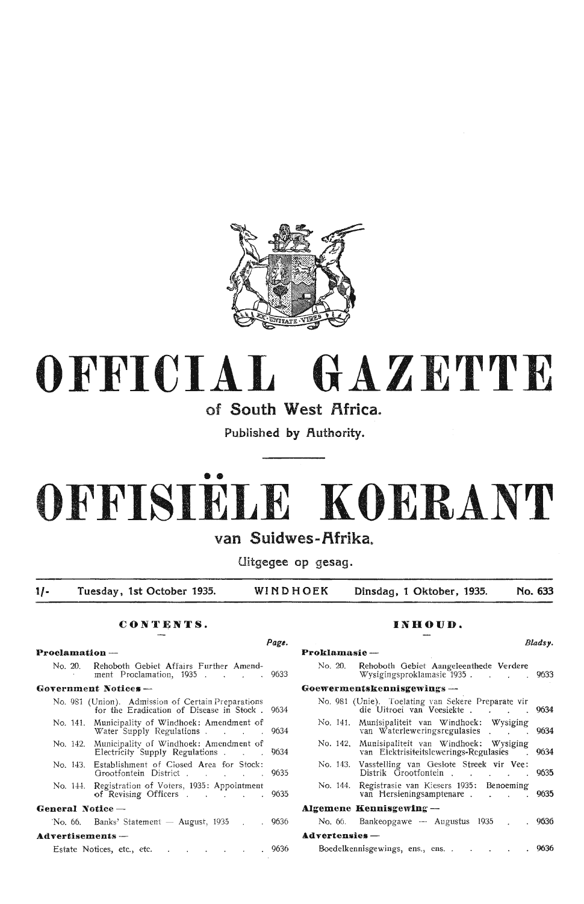# OFFICIAL GAZETTE

## of South West Africa.

Published by Authority.

# OFFISIËLE KOERANT

## van Suidwes-Afrika.

Uitgegee op gesag.

| 1/- | Tuesday, 1st October 1935. | WINDHOEK | Dinsdag, 1 Oktober, 1935. | No. 633 |
|---|---|---|---|---|

### CONTENTS.

| | Page. |
|---|---|
| **Proclamation —** | |
| No. 20. Rehoboth Gebiet Affairs Further Amendment Proclamation, 1935 | 9633 |
| **Government Notices —** | |
| No. 981 (Union). Admission of Certain Preparations for the Eradication of Disease in Stock | 9634 |
| No. 141. Municipality of Windhoek: Amendment of Water Supply Regulations | 9634 |
| No. 142. Municipality of Windhoek: Amendment of Electricity Supply Regulations | 9634 |
| No. 143. Establishment of Closed Area for Stock: Grootfontein District | 9635 |
| No. 144. Registration of Voters, 1935: Appointment of Revising Officers | 9635 |
| **General Notice —** | |
| No. 66. Banks' Statement — August, 1935 | 9636 |
| **Advertisements —** | |
| Estate Notices, etc., etc. | 9636 |

### INHOUD.

| | Bladsy. |
|---|---|
| **Proklamasie —** | |
| No. 20. Rehoboth Gebiet Aangeleenthede Verdere Wysigingsproklamasie 1935 | 9633 |
| **Goewermentskennisgewings —** | |
| No. 981 (Unie). Toelating van Sekere Preparate vir die Uitroei van Veesiekte | 9634 |
| No. 141. Munisipaliteit van Windhoek: Wysiging van Waterleweringsregulasies | 9634 |
| No. 142. Munisipaliteit van Windhoek: Wysiging van Elektrisiteitslewerings-Regulasies | 9634 |
| No. 143. Vasstelling van Geslote Streek vir Vee: Distrik Grootfontein | 9635 |
| No. 144. Registrasie van Kiesers 1935: Benoeming van Hersieningsamptenare | 9635 |
| **Algemene Kennisgewing —** | |
| No. 66. Bankeopgawe — Augustus 1935 | 9636 |
| **Advertensies —** | |
| Boedelkennisgewings, ens., ens. | 9636 |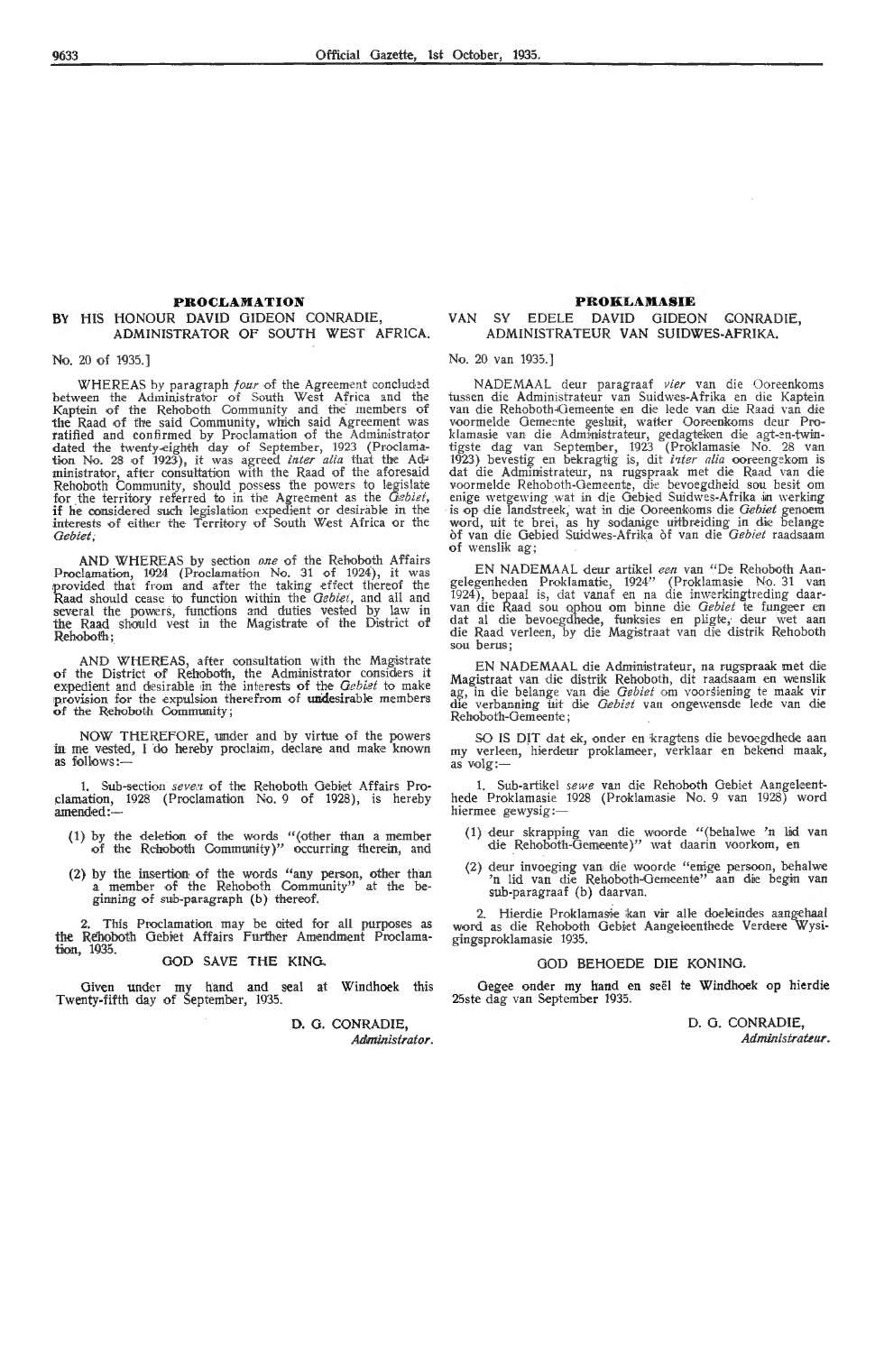**PROCLAMATION**

BY HIS HONOUR DAVID GIDEON CONRADIE, ADMINISTRATOR OF SOUTH WEST AFRICA.

No. 20 of 1935.]

WHEREAS by paragraph *four* of the Agreement concluded between the Administrator of South West Africa and the Kaptein of the Rehoboth Community and the members of the Raad of the said Community, which said Agreement was ratified and confirmed by Proclamation of the Administrator dated the twenty-eighth day of September, 1923 (Proclamation No. 28 of 1923), it was agreed *inter alia* that the Administrator, after consultation with the Raad of the aforesaid Rehoboth Community, should possess the powers to legislate for the territory referred to in the Agreement as the *Gebiet*, if he considered such legislation expedient or desirable in the interests of either the Territory of South West Africa or the *Gebiet*;

AND WHEREAS by section *one* of the Rehoboth Affairs Proclamation, 1924 (Proclamation No. 31 of 1924), it was provided that from and after the taking effect thereof the Raad should cease to function within the *Gebiet*, and all and several the powers, functions and duties vested by law in the Raad should vest in the Magistrate of the District of Rehoboth;

AND WHEREAS, after consultation with the Magistrate of the District of Rehoboth, the Administrator considers it expedient and desirable in the interests of the *Gebiet* to make provision for the expulsion therefrom of undesirable members of the Rehoboth Community;

NOW THEREFORE, under and by virtue of the powers in me vested, I do hereby proclaim, declare and make known as follows:—

1. Sub-section *seven* of the Rehoboth Gebiet Affairs Proclamation, 1928 (Proclamation No. 9 of 1928), is hereby amended:—

(1) by the deletion of the words "(other than a member of the Rehoboth Community)" occurring therein, and

(2) by the insertion of the words "any person, other than a member of the Rehoboth Community" at the beginning of sub-paragraph (b) thereof.

2. This Proclamation may be cited for all purposes as the Rehoboth Gebiet Affairs Further Amendment Proclamation, 1935.

GOD SAVE THE KING.

Given under my hand and seal at Windhoek this Twenty-fifth day of September, 1935.

D. G. CONRADIE,
*Administrator.*

**PROKLAMASIE**

VAN SY EDELE DAVID GIDEON CONRADIE, ADMINISTRATEUR VAN SUIDWES-AFRIKA.

No. 20 van 1935.]

NADEMAAL deur paragraaf *vier* van die Ooreenkoms tussen die Administrateur van Suidwes-Afrika en die Kaptein van die Rehoboth-Gemeente en die lede van die Raad van die voormelde Gemeente gesluit, watter Ooreenkoms deur Proklamasie van die Administrateur, gedagteken die agt-en-twintigste dag van September, 1923 (Proklamasie No. 28 van 1923) bevestig en bekragtig is, dit *inter alia* ooreengekom is dat die Administrateur, na rugspraak met die Raad van die voormelde Rehoboth-Gemeente, die bevoegdheid sou besit om enige wetgewing wat in die Gebied Suidwes-Afrika in werking is op die landstreek, wat in die Ooreenkoms die *Gebiet* genoem word, uit te brei, as hy sodanige uitbreiding in die belange òf van die Gebied Suidwes-Afrika òf van die *Gebiet* raadsaam of wenslik ag;

EN NADEMAAL deur artikel *een* van "De Rehoboth Aangelegenheden Proklamatie, 1924" (Proklamasie No. 31 van 1924), bepaal is, dat vanaf en na die inwerkingtreding daarvan die Raad sou ophou om binne die *Gebiet* te fungeer en dat al die bevoegdhede, funksies en pligte, deur wet aan die Raad verleen, by die Magistraat van die distrik Rehoboth sou berus;

EN NADEMAAL die Administrateur, na rugspraak met die Magistraat van die distrik Rehoboth, dit raadsaam en wenslik ag, in die belange van die *Gebiet* om voorsiening te maak vir die verbanning uit die *Gebiet* van ongewensde lede van die Rehoboth-Gemeente;

SO IS DIT dat ek, onder en kragtens die bevoegdhede aan my verleen, hierdeur proklameer, verklaar en bekend maak, as volg:—

1. Sub-artikel *sewe* van die Rehoboth Gebiet Aangeleenthede Proklamasie 1928 (Proklamasie No. 9 van 1928) word hiermee gewysig:—

(1) deur skrapping van die woorde "(behalwe 'n lid van die Rehoboth-Gemeente)" wat daarin voorkom, en

(2) deur invoeging van die woorde "enige persoon, behalwe 'n lid van die Rehoboth-Gemeente" aan die begin van sub-paragraaf (b) daarvan.

2. Hierdie Proklamasie kan vir alle doeleindes aangehaal word as die Rehoboth Gebiet Aangeleenthede Verdere Wysigingsproklamasie 1935.

GOD BEHOEDE DIE KONING.

Gegee onder my hand en seël te Windhoek op hierdie 25ste dag van September 1935.

D. G. CONRADIE,
*Administrateur.*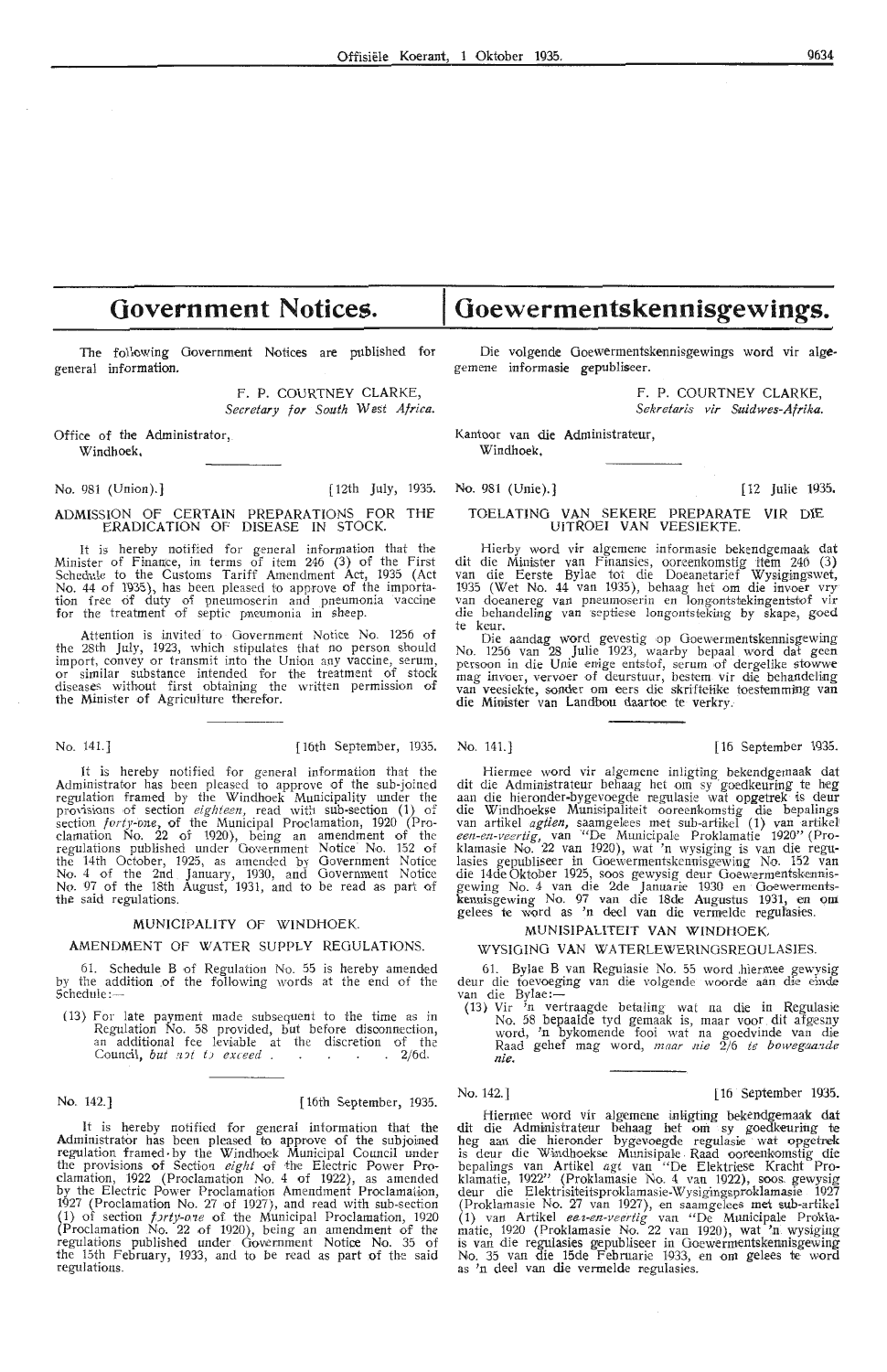# Government Notices.

The following Government Notices are published for general information.

F. P. COURTNEY CLARKE,
*Secretary for South West Africa.*

Office of the Administrator,
Windhoek.

No. 981 (Union).] [12th July, 1935.

## ADMISSION OF CERTAIN PREPARATIONS FOR THE ERADICATION OF DISEASE IN STOCK.

It is hereby notified for general information that the Minister of Finance, in terms of item 246 (3) of the First Schedule to the Customs Tariff Amendment Act, 1935 (Act No. 44 of 1935), has been pleased to approve of the importation free of duty of pneumoserin and pneumonia vaccine for the treatment of septic pneumonia in sheep.

Attention is invited to Government Notice No. 1256 of the 28th July, 1923, which stipulates that no person should import, convey or transmit into the Union any vaccine, serum, or similar substance intended for the treatment of stock diseases without first obtaining the written permission of the Minister of Agriculture therefor.

No. 141.] [16th September, 1935.

It is hereby notified for general information that the Administrator has been pleased to approve of the sub-joined regulation framed by the Windhoek Municipality under the provisions of section *eighteen,* read with sub-section (1) of section *forty-one,* of the Municipal Proclamation, 1920 (Proclamation No. 22 of 1920), being an amendment of the regulations published under Government Notice No. 152 of the 14th October, 1925, as amended by Government Notice No. 4 of the 2nd January, 1930, and Government Notice No. 97 of the 18th August, 1931, and to be read as part of the said regulations.

### MUNICIPALITY OF WINDHOEK.

### AMENDMENT OF WATER SUPPLY REGULATIONS.

61. Schedule B of Regulation No. 55 is hereby amended by the addition of the following words at the end of the Schedule:—

(13) For late payment made subsequent to the time as in Regulation No. 58 provided, but before disconnection, an additional fee leviable at the discretion of the Council, *but not to exceed* . . . . . 2/6d.

No. 142.] [16th September, 1935.

It is hereby notified for general information that the Administrator has been pleased to approve of the subjoined regulation framed by the Windhoek Municipal Council under the provisions of Section *eight* of the Electric Power Proclamation, 1922 (Proclamation No. 4 of 1922), as amended by the Electric Power Proclamation Amendment Proclamation, 1927 (Proclamation No. 27 of 1927), and read with sub-section (1) of section *forty-one* of the Municipal Proclamation, 1920 (Proclamation No. 22 of 1920), being an amendment of the regulations published under Government Notice No. 35 of the 15th February, 1933, and to be read as part of the said regulations.

# Goewermentskennisgewings.

Die volgende Goewermentskennisgewings word vir algemene informasie gepubliseer.

F. P. COURTNEY CLARKE,
*Sekretaris vir Suidwes-Afrika.*

Kantoor van die Administrateur,
Windhoek.

No. 981 (Unie).] [12 Julie 1935.

## TOELATING VAN SEKERE PREPARATE VIR DIE UITROEI VAN VEESIEKTE.

Hierby word vir algemene informasie bekendgemaak dat dit die Minister van Finansies, ooreenkomstig item 246 (3) van die Eerste Bylae tot die Doeanetarief Wysigingswet, 1935 (Wet No. 44 van 1935), behaag het om die invoer vry van doeanereg van pneumoserin en longontstekingentstof vir die behandeling van septiese longontsteking by skape, goed te keur.

Die aandag word gevestig op Goewermentskennisgewing No. 1256 van 28 Julie 1923, waarby bepaal word dat geen persoon in die Unie enige entstof, serum of dergelike stowwe mag invoer, vervoer of deurstuur, bestem vir die behandeling van veesiekte, sonder om eers die skriftelike toestemming van die Minister van Landbou daartoe te verkry.

No. 141.] [16 September 1935.

Hiermee word vir algemene inligting bekendgemaak dat dit die Administrateur behaag het om sy goedkeuring te heg aan die hieronder-bygevoegde regulasie wat opgetrek is deur die Windhoekse Munisipaliteit ooreenkomstig die bepalings van artikel *agtien,* saamgelees met sub-artikel (1) van artikel *een-en-veertig,* van "De Municipale Proklamatie 1920" (Proklamasie No. 22 van 1920), wat 'n wysiging is van die regulasies gepubliseer in Goewermentskennisgewing No. 152 van die 14de Oktober 1925, soos gewysig deur Goewermentskennisgewing No. 4 van die 2de Januarie 1930 en Goewermentskennisgewing No. 97 van die 18de Augustus 1931, en om gelees te word as 'n deel van die vermelde regulasies.

### MUNISIPALITEIT VAN WINDHOEK.

### WYSIGING VAN WATERLEWERINGSREGULASIES.

61. Bylae B van Regulasie No. 55 word hiermee gewysig deur die toevoeging van die volgende woorde aan die einde van die Bylae:—

(13) Vir 'n vertraagde betaling wat na die in Regulasie No. 58 bepaalde tyd gemaak is, maar voor dit afgesny word, 'n bykomende fooi wat na goedvinde van die Raad gehef mag word, *maar nie 2/6 te bowegaande nie.*

No. 142.] [16 September 1935.

Hiermee word vir algemene inligting bekendgemaak dat dit die Administrateur behaag het om sy goedkeuring te heg aan die hieronder bygevoegde regulasie wat opgetrek is deur die Windhoekse Munisipale Raad ooreenkomstig die bepalings van Artikel *agt* van "De Elektriese Kracht Proklamatie, 1922" (Proklamasie No. 4 van 1922), soos gewysig deur die Elektrisiteitsproklamasie-Wysigingsproklamasie 1927 (Proklamasie No. 27 van 1927), en saamgelees met sub-artikel (1) van Artikel *een-en-veertig* van "De Municipale Proklamatie, 1920 (Proklamasie No. 22 van 1920), wat 'n wysiging is van die regulasies gepubliseer in Goewermentskennisgewing No. 35 van die 15de Februarie 1933, en om gelees te word as 'n deel van die vermelde regulasies.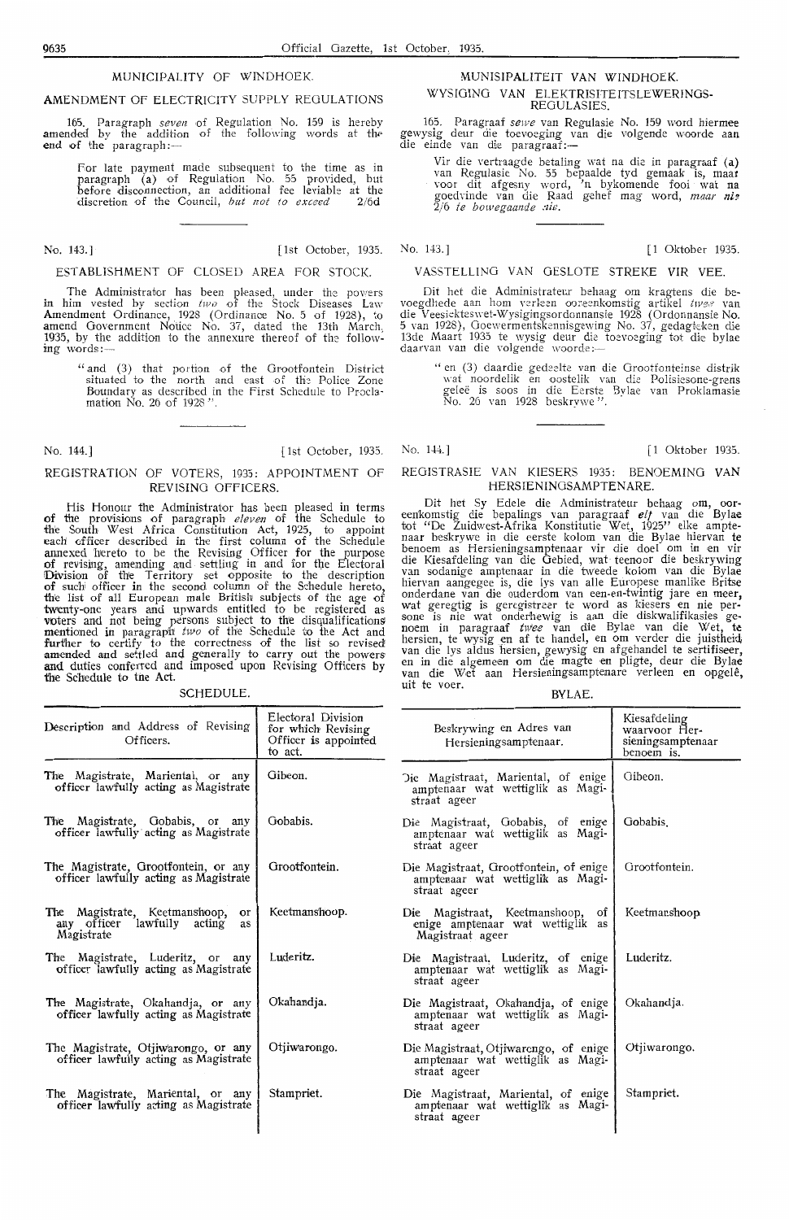## MUNICIPALITY OF WINDHOEK.

### AMENDMENT OF ELECTRICITY SUPPLY REGULATIONS

165. Paragraph *seven* of Regulation No. 159 is hereby amended by the addition of the following words at the end of the paragraph:—

> For late payment made subsequent to the time as in paragraph (a) of Regulation No. 55 provided, but before disconnection, an additional fee leviable at the discretion of the Council, *but not to exceed* 2/6d

---

No. 143.] [1st October, 1935.

### ESTABLISHMENT OF CLOSED AREA FOR STOCK.

The Administrator has been pleased, under the powers in him vested by section *two* of the Stock Diseases Law Amendment Ordinance, 1928 (Ordinance No. 5 of 1928), to amend Government Notice No. 37, dated the 13th March, 1935, by the addition to the annexure thereof of the following words:—

> "and (3) that portion of the Grootfontein District situated to the north and east of the Police Zone Boundary as described in the First Schedule to Proclamation No. 26 of 1928".

---

No. 144.] [1st October, 1935.

### REGISTRATION OF VOTERS, 1935: APPOINTMENT OF REVISING OFFICERS.

His Honour the Administrator has been pleased in terms of the provisions of paragraph *eleven* of the Schedule to the South West Africa Constitution Act, 1925, to appoint each officer described in the first column of the Schedule annexed hereto to be the Revising Officer for the purpose of revising, amending and settling in and for the Electoral Division of the Territory set opposite to the description of such officer in the second column of the Schedule hereto, the list of all European male British subjects of the age of twenty-one years and upwards entitled to be registered as voters and not being persons subject to the disqualifications mentioned in paragraph *two* of the Schedule to the Act and further to certify to the correctness of the list so revised amended and settled and generally to carry out the powers and duties conferred and imposed upon Revising Officers by the Schedule to the Act.

SCHEDULE.

| Description and Address of Revising Officers. | Electoral Division for which Revising Officer is appointed to act. |
|---|---|
| The Magistrate, Mariental, or any officer lawfully acting as Magistrate | Gibeon. |
| The Magistrate, Gobabis, or any officer lawfully acting as Magistrate | Gobabis. |
| The Magistrate, Grootfontein, or any officer lawfully acting as Magistrate | Grootfontein. |
| The Magistrate, Keetmanshoop, or any officer lawfully acting as Magistrate | Keetmanshoop. |
| The Magistrate, Luderitz, or any officer lawfully acting as Magistrate | Luderitz. |
| The Magistrate, Okahandja, or any officer lawfully acting as Magistrate | Okahandja. |
| The Magistrate, Otjiwarongo, or any officer lawfully acting as Magistrate | Otjiwarongo. |
| The Magistrate, Mariental, or any officer lawfully acting as Magistrate | Stampriet. |

## MUNISIPALITEIT VAN WINDHOEK.

### WYSIGING VAN ELEKTRISITEITSLEWERINGS-REGULASIES.

165. Paragraaf *sewe* van Regulasie No. 159 word hiermee gewysig deur die toevoeging van die volgende woorde aan die einde van die paragraaf:—

> Vir die vertraagde betaling wat na die in paragraaf (a) van Regulasie No. 55 bepaalde tyd gemaak is, maar voor dit afgesny word, 'n bykomende fooi wat na goedvinde van die Raad gehef mag word, *maar nie 2/6 te bowegaande nie.*

---

No. 143.] [1 Oktober 1935.

### VASSTELLING VAN GESLOTE STREKE VIR VEE.

Dit het die Administrateur behaag om kragtens die bevoegdhede aan hom verleen ooreenkomstig artikel *twee* van die Veesiekteswet-Wysigingsordonnansie 1928 (Ordonnansie No. 5 van 1928), Goewermentskennisgewing No. 37, gedagteken die 13de Maart 1935 te wysig deur die toevoeging tot die bylae daarvan van die volgende woorde:—

> "en (3) daardie gedeelte van die Grootfonteinse distrik wat noordelik en oostelik van die Polisiesone-grens geleë is soos in die Eerste Bylae van Proklamasie No. 26 van 1928 beskrywe".

---

No. 144.] [1 Oktober 1935.

### REGISTRASIE VAN KIESERS 1935: BENOEMING VAN HERSIENINGSAMPTENARE.

Dit het Sy Edele die Administrateur behaag om, ooreenkomstig die bepalings van paragraaf *elf* van die Bylae tot "De Zuidwest-Afrika Konstitutie Wet, 1925" elke amptenaar beskrywe in die eerste kolom van die Bylae hiervan te benoem as Hersieningsamptenaar vir die doel om in en vir die Kiesafdeling van die Gebied, wat teenoor die beskrywing van sodanige amptenaar in die tweede kolom van die Bylae hiervan aangegee is, die lys van alle Europese manlike Britse onderdane van die ouderdom van een-en-twintig jare en meer, wat geregtig is geregistreer te word as kiesers en nie persone is nie wat onderhewig is aan die diskwalifikasies genoem in paragraaf *twee* van die Bylae van die Wet, te hersien, te wysig en af te handel, en om verder die juistheid van die lys aldus hersien, gewysig en afgehandel te sertifiseer, en in die algemeen om die magte en pligte, deur die Bylae van die Wet aan Hersieningsamptenare verleen en opgelê, uit te voer.

BYLAE.

| Beskrywing en Adres van Hersieningsamptenaar. | Kiesafdeling waarvoor Hersieningsamptenaar benoem is. |
|---|---|
| Die Magistraat, Mariental, of enige amptenaar wat wettiglik as Magistraat ageer | Gibeon. |
| Die Magistraat, Gobabis, of enige amptenaar wat wettiglik as Magistraat ageer | Gobabis. |
| Die Magistraat, Grootfontein, of enige amptenaar wat wettiglik as Magistraat ageer | Grootfontein. |
| Die Magistraat, Keetmanshoop, of enige amptenaar wat wettiglik as Magistraat ageer | Keetmanshoop |
| Die Magistraat, Luderitz, of enige amptenaar wat wettiglik as Magistraat ageer | Luderitz. |
| Die Magistraat, Okahandja, of enige amptenaar wat wettiglik as Magistraat ageer | Okahandja. |
| Die Magistraat, Otjiwarongo, of enige amptenaar wat wettiglik as Magistraat ageer | Otjiwarongo. |
| Die Magistraat, Mariental, of enige amptenaar wat wettiglik as Magistraat ageer | Stampriet. |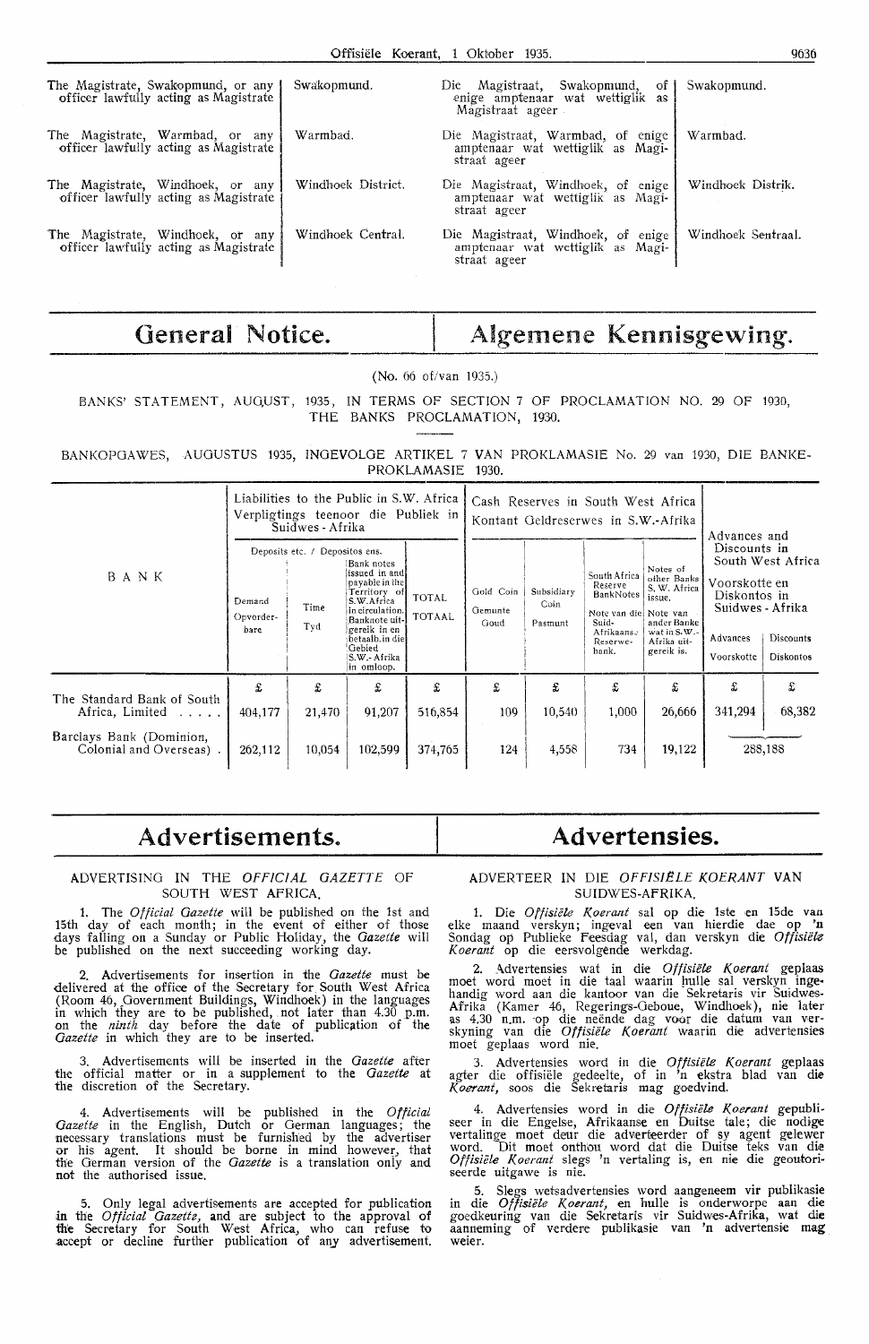| | | | |
|---|---|---|---|
| The Magistrate, Swakopmund, or any officer lawfully acting as Magistrate | Swakopmund. | Die Magistraat, Swakopmund, of enige amptenaar wat wettiglik as Magistraat ageer | Swakopmund. |
| The Magistrate, Warmbad, or any officer lawfully acting as Magistrate | Warmbad. | Die Magistraat, Warmbad, of enige amptenaar wat wettiglik as Magistraat ageer | Warmbad. |
| The Magistrate, Windhoek, or any officer lawfully acting as Magistrate | Windhoek District. | Die Magistraat, Windhoek, of enige amptenaar wat wettiglik as Magistraat ageer | Windhoek Distrik. |
| The Magistrate, Windhoek, or any officer lawfully acting as Magistrate | Windhoek Central. | Die Magistraat, Windhoek, of enige amptenaar wat wettiglik as Magistraat ageer | Windhoek Sentraal. |

# General Notice. / Algemene Kennisgewing.

(No. 66 of/van 1935.)

BANKS' STATEMENT, AUGUST, 1935, IN TERMS OF SECTION 7 OF PROCLAMATION NO. 29 OF 1930, THE BANKS PROCLAMATION, 1930.

BANKOPGAWES, AUGUSTUS 1935, INGEVOLGE ARTIKEL 7 VAN PROKLAMASIE No. 29 van 1930, DIE BANKE-PROKLAMASIE 1930.

| BANK | Liabilities to the Public in S.W. Africa / Verpligtings teenoor die Publiek in Suidwes-Afrika | | | | Cash Reserves in South West Africa / Kontant Geldreserwes in S.W.-Afrika | | | | Advances and Discounts in South West Africa / Voorskotte en Diskontos in Suidwes-Afrika | |
|---|---|---|---|---|---|---|---|---|---|---|
| | Deposits etc. / Depositos ens. | | | | | | | | | |
| | Demand / Opvorderbare | Time / Tyd | Bank notes issued in and payable in the Territory of S.W. Africa in circulation. / Banknote uitgereik in en betaalb. in die Gebied S.W.-Afrika in omloop. | TOTAL / TOTAAL | Gold Coin / Gemunte Goud | Subsidiary Coin / Pasmunt | South Africa Reserve Bank Notes / Note van die Suid-Afrikaanse Reserwebank. | Notes of other Banks S.W. Africa issue. / Note van ander Banke wat in S.W.-Afrika uitgereik is. | Advances / Voorskotte | Discounts / Diskontos |
| | £ | £ | £ | £ | £ | £ | £ | £ | £ | £ |
| The Standard Bank of South Africa, Limited | 404,177 | 21,470 | 91,207 | 516,854 | 109 | 10,540 | 1,000 | 26,666 | 341,294 | 68,382 |
| Barclays Bank (Dominion, Colonial and Overseas) | 262,112 | 10,054 | 102,599 | 374,765 | 124 | 4,558 | 734 | 19,122 | 288,188 | |

# Advertisements. / Advertensies.

ADVERTISING IN THE *OFFICIAL GAZETTE* OF SOUTH WEST AFRICA.

1. The *Official Gazette* will be published on the 1st and 15th day of each month; in the event of either of those days falling on a Sunday or Public Holiday, the *Gazette* will be published on the next succeeding working day.

2. Advertisements for insertion in the *Gazette* must be delivered at the office of the Secretary for South West Africa (Room 46, Government Buildings, Windhoek) in the languages in which they are to be published, not later than 4.30 p.m. on the *ninth* day before the date of publication of the *Gazette* in which they are to be inserted.

3. Advertisements will be inserted in the *Gazette* after the official matter or in a supplement to the *Gazette* at the discretion of the Secretary.

4. Advertisements will be published in the *Official Gazette* in the English, Dutch or German languages; the necessary translations must be furnished by the advertiser or his agent. It should be borne in mind however, that the German version of the *Gazette* is a translation only and not the authorised issue.

5. Only legal advertisements are accepted for publication in the *Official Gazette*, and are subject to the approval of the Secretary for South West Africa, who can refuse to accept or decline further publication of any advertisement.

ADVERTEER IN DIE *OFFISIËLE KOERANT* VAN SUIDWES-AFRIKA.

1. Die *Offisiële Koerant* sal op die 1ste en 15de van elke maand verskyn; ingeval een van hierdie dae op 'n Sondag op Publieke Feesdag val, dan verskyn die *Offisiële Koerant* op die eersvolgende werkdag.

2. Advertensies wat in die *Offisiële Koerant* geplaas moet word moet in die taal waarin hulle sal verskyn ingehandig word aan die kantoor van die Sekretaris vir Suidwes-Afrika (Kamer 46, Regerings-Geboue, Windhoek), nie later as 4.30 n.m. op die neënde dag voor die datum van verskyning van die *Offisiële Koerant* waarin die advertensies moet geplaas word nie.

3. Advertensies word in die *Offisiële Koerant* geplaas agter die offisiële gedeelte, of in 'n ekstra blad van die *Koerant*, soos die Sekretaris mag goedvind.

4. Advertensies word in die *Offisiële Koerant* gepubliseer in die Engelse, Afrikaanse en Duitse tale; die nodige vertalinge moet deur die adverteerder of sy agent gelewer word. Dit moet onthou word dat die Duitse teks van die *Offisiële Koerant* slegs 'n vertaling is, en nie die geoutoriseerde uitgawe is nie.

5. Slegs wetsadvertensies word aangeneem vir publikasie in die *Offisiële Koerant*, en hulle is onderworpe aan die goedkeuring van die Sekretaris vir Suidwes-Afrika, wat die aanneming of verdere publikasie van 'n advertensie mag weier.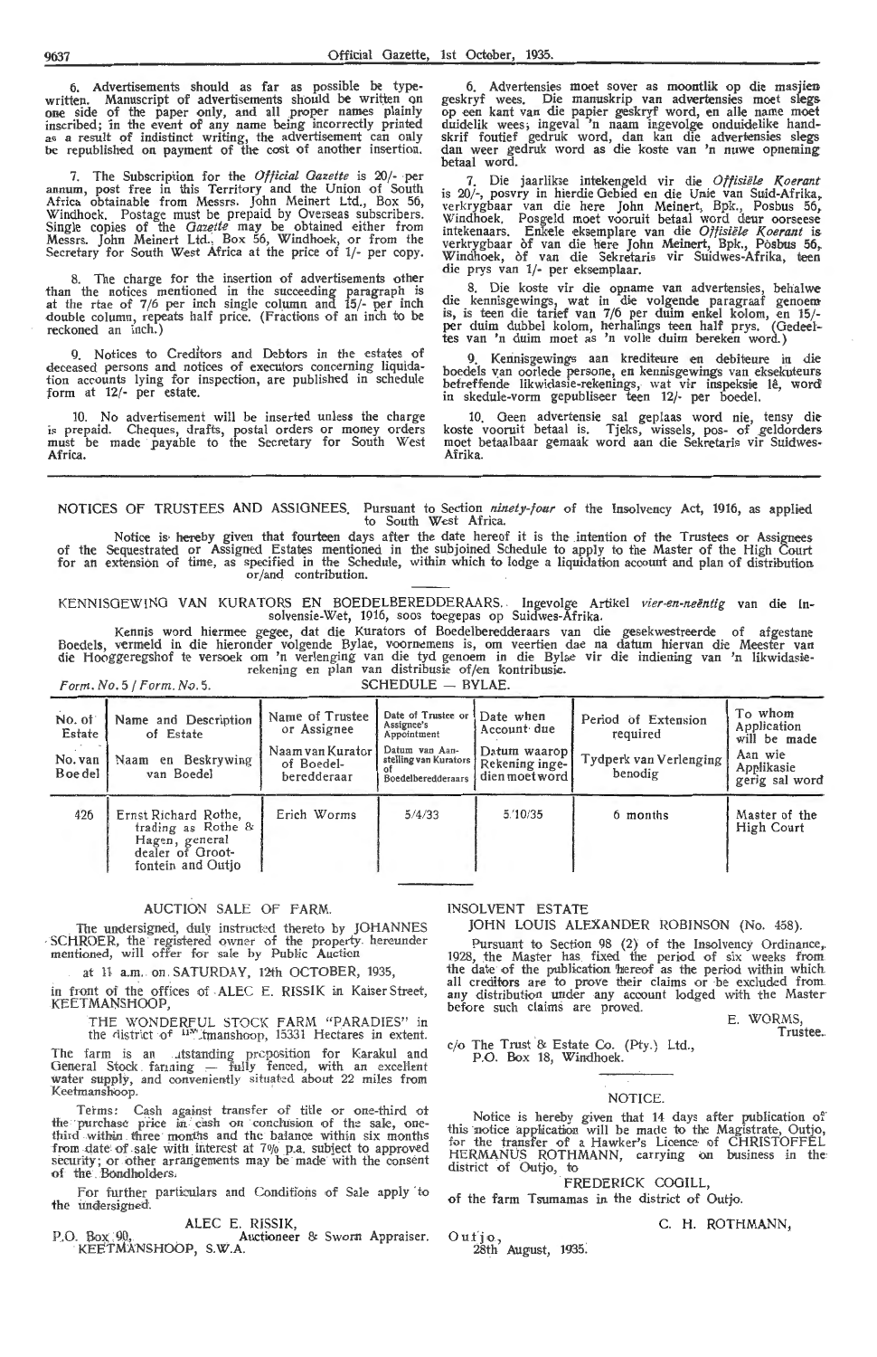6. Advertisements should as far as possible be typewritten. Manuscript of advertisements should be written on one side of the paper only, and all proper names plainly inscribed; in the event of any name being incorrectly printed as a result of indistinct writing, the advertisement can only be republished on payment of the cost of another insertion.

7. The Subscription for the *Official Gazette* is 20/- per annum, post free in this Territory and the Union of South Africa obtainable from Messrs. John Meinert Ltd., Box 56, Windhoek. Postage must be prepaid by Overseas subscribers. Single copies of the *Gazette* may be obtained either from Messrs. John Meinert Ltd., Box 56, Windhoek, or from the Secretary for South West Africa at the price of 1/- per copy.

8. The charge for the insertion of advertisements other than the notices mentioned in the succeeding paragraph is at the rtae of 7/6 per inch single column and 15/- per inch double column, repeats half price. (Fractions of an inch to be reckoned an inch.)

9. Notices to Creditors and Debtors in the estates of deceased persons and notices of executors concerning liquidation accounts lying for inspection, are published in schedule form at 12/- per estate.

10. No advertisement will be inserted unless the charge is prepaid. Cheques, drafts, postal orders or money orders must be made payable to the Secretary for South West Africa.

6. Advertensies moet sover as moontlik op die masjien geskryf wees. Die manuskrip van advertensies moet slegs op een kant van die papier geskryf word, en alle name moet duidelik wees; ingeval 'n naam ingevolge onduidelike handskrif foutief gedruk word, dan kan die advertensies slegs dan weer gedruk word as die koste van 'n nuwe opneming betaal word.

7. Die jaarlikse intekengeld vir die *Offisiële Koerant* is 20/-, posvry in hierdie Gebied en die Unie van Suid-Afrika, verkrygbaar van die here John Meinert, Bpk., Posbus 56, Windhoek. Posgeld moet vooruit betaal word deur oorseese intekenaars. Enkele eksemplare van die *Offisiële Koerant* is verkrygbaar òf van die here John Meinert, Bpk., Posbus 56, Windhoek, òf van die Sekretaris vir Suidwes-Afrika, teen die prys van 1/- per eksemplaar.

8. Die koste vir die opname van advertensies, behalwe die kennisgewings, wat in die volgende paragraaf genoem is, is teen die tarief van 7/6 per duim enkel kolom, en 15/- per duim dubbel kolom, herhalings teen half prys. (Gedeeltes van 'n duim moet as 'n volle duim bereken word.)

9. Kennisgewings aan krediteure en debiteure in die boedels van oorlede persone, en kennisgewings van eksekuteurs betreffende likwidasie-rekenings, wat vir inspeksie lê, word in skedule-vorm gepubliseer teen 12/- per boedel.

10. Geen advertensie sal geplaas word nie, tensy die koste vooruit betaal is. Tjeks, wissels, pos- of geldorders moet betaalbaar gemaak word aan die Sekretaris vir Suidwes-Afrika.

NOTICES OF TRUSTEES AND ASSIGNEES. Pursuant to Section *ninety-four* of the Insolvency Act, 1916, as applied to South West Africa.

Notice is hereby given that fourteen days after the date hereof it is the intention of the Trustees or Assignees of the Sequestrated or Assigned Estates mentioned in the subjoined Schedule to apply to the Master of the High Court for an extension of time, as specified in the Schedule, within which to lodge a liquidation account and plan of distribution or/and contribution.

KENNISGEWING VAN KURATORS EN BOEDELBEREDDERAARS. Ingevolge Artikel *vier-en-neëntig* van die Insolvensie-Wet, 1916, soos toegepas op Suidwes-Afrika.

Kennis word hiermee gegee, dat die Kurators of Boedelberedderaars van die gesekwestreerde of afgestane Boedels, vermeld in die hieronder volgende Bylae, voornemens is, om veertien dae na datum hiervan die Meester van die Hooggeregshof te versoek om 'n verlenging van die tyd genoem in die Bylae vir die indiening van 'n likwidasierekening en plan van distribusie of/en kontribusie.

*Form. No.* 5 / *Form. No.* 5. SCHEDULE — BYLAE.

| No. of Estate / No. van Boedel | Name and Description of Estate / Naam en Beskrywing van Boedel | Name of Trustee or Assignee / Naam van Kurator of Boedelberedderaar | Date of Trustee or Assignee's Appointment / Datum van Aanstelling van Kurators of Boedelberedderaars | Date when Account due / Datum waarop Rekening ingedien moet word | Period of Extension required / Tydperk van Verlenging benodig | To whom Application will be made / Aan wie Applikasie gerig sal word |
|---|---|---|---|---|---|---|
| 426 | Ernst Richard Rothe, trading as Rothe & Hagen, general dealer of Grootfontein and Outjo | Erich Worms | 5/4/33 | 5/10/35 | 6 months | Master of the High Court |

## AUCTION SALE OF FARM.

The undersigned, duly instructed thereto by JOHANNES SCHROER, the registered owner of the property hereunder mentioned, will offer for sale by Public Auction

at 11 a.m. on SATURDAY, 12th OCTOBER, 1935,

in front of the offices of ALEC E. RISSIK in Kaiser Street, KEETMANSHOOP,

THE WONDERFUL STOCK FARM "PARADIES" in the district of Keetmanshoop, 15331 Hectares in extent.

The farm is an outstanding proposition for Karakul and General Stock farming — fully fenced, with an excellent water supply, and conveniently situated about 22 miles from Keetmanshoop.

Terms: Cash against transfer of title or one-third of the purchase price in cash on conclusion of the sale, one-third within three months and the balance within six months from date of sale with interest at 7% p.a. subject to approved security; or other arrangements may be made with the consent of the Bondholders.

For further particulars and Conditions of Sale apply to the undersigned.

ALEC E. RISSIK,
Auctioneer & Sworn Appraiser.

P.O. Box 90,
KEETMANSHOOP, S.W.A.

## INSOLVENT ESTATE

JOHN LOUIS ALEXANDER ROBINSON (No. 458).

Pursuant to Section 98 (2) of the Insolvency Ordinance, 1928, the Master has fixed the period of six weeks from the date of the publication hereof as the period within which all creditors are to prove their claims or be excluded from any distribution under any account lodged with the Master before such claims are proved.

E. WORMS,
Trustee.

c/o The Trust & Estate Co. (Pty.) Ltd.,
P.O. Box 18, Windhoek.

## NOTICE.

Notice is hereby given that 14 days after publication of this notice application will be made to the Magistrate, Outjo, for the transfer of a Hawker's Licence of CHRISTOFFEL HERMANUS ROTHMANN, carrying on business in the district of Outjo, to

FREDERICK COGILL,

of the farm Tsumamas in the district of Outjo.

C. H. ROTHMANN,

Outjo,
28th August, 1935.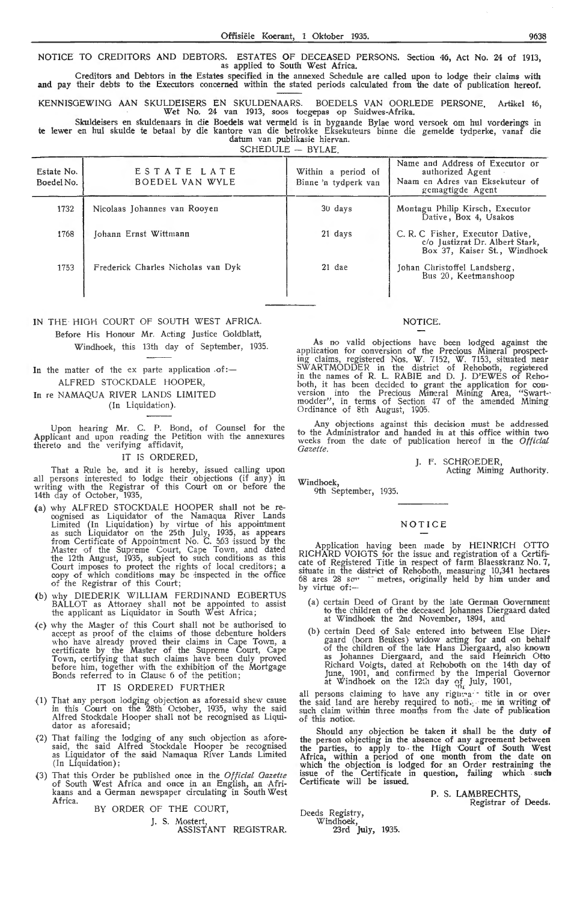NOTICE TO CREDITORS AND DEBTORS. ESTATES OF DECEASED PERSONS. Section 46, Act No. 24 of 1913, as applied to South West Africa.

Creditors and Debtors in the Estates specified in the annexed Schedule are called upon to lodge their claims with and pay their debts to the Executors concerned within the stated periods calculated from the date of publication hereof.

KENNISGEWING AAN SKULDEISERS EN SKULDENAARS. BOEDELS VAN OORLEDE PERSONE. Artikel 46, Wet No. 24 van 1913, soos toegepas op Suidwes-Afrika.

Skuldeisers en skuldenaars in die Boedels wat vermeld is in bygaande Bylae word versoek om hul vorderings in te lewer en hul skulde te betaal by die kantore van die betrokke Eksekuteurs binne die gemelde tydperke, vanaf die datum van publikasie hiervan.

SCHEDULE — BYLAE.

| Estate No. Boedel No. | ESTATE LATE BOEDEL VAN WYLE | Within a period of Binne 'n tydperk van | Name and Address of Executor or authorized Agent Naam en Adres van Eksekuteur of gemagtigde Agent |
|---|---|---|---|
| 1732 | Nicolaas Johannes van Rooyen | 30 days | Montagu Philip Kirsch, Executor Dative, Box 4, Usakos |
| 1768 | Johann Ernst Wittmann | 21 days | C. R. C Fisher, Executor Dative, c/o Justizrat Dr. Albert Stark, Box 37, Kaiser St., Windhoek |
| 1753 | Frederick Charles Nicholas van Dyk | 21 dae | Johan Christoffel Landsberg, Bus 20, Keetmanshoop |

IN THE HIGH COURT OF SOUTH WEST AFRICA.

Before His Honour Mr. Acting Justice Goldblatt,

Windhoek, this 13th day of September, 1935.

In the matter of the ex parte application of:—

ALFRED STOCKDALE HOOPER,

In re NAMAQUA RIVER LANDS LIMITED (In Liquidation).

Upon hearing Mr. C. P. Bond, of Counsel for the Applicant and upon reading the Petition with the annexures thereto and the verifying affidavit,

IT IS ORDERED,

That a Rule be, and it is hereby, issued calling upon all persons interested to lodge their objections (if any) in writing with the Registrar of this Court on or before the 14th day of October, 1935,

(a) why ALFRED STOCKDALE HOOPER shall not be recognised as Liquidator of the Namaqua River Lands Limited (In Liquidation) by virtue of his appointment as such Liquidator on the 25th July, 1935, as appears from Certificate of Appointment No. C. 563 issued by the Master of the Supreme Court, Cape Town, and dated the 12th August, 1935, subject to such conditions as this Court imposes to protect the rights of local creditors; a copy of which conditions may be inspected in the office of the Registrar of this Court;

(b) why DIEDERIK WILLIAM FERDINAND EGBERTUS BALLOT as Attorney shall not be appointed to assist the applicant as Liquidator in South West Africa;

(c) why the Master of this Court shall not be authorised to accept as proof of the claims of those debenture holders who have already proved their claims in Cape Town, a certificate by the Master of the Supreme Court, Cape Town, certifying that such claims have been duly proved before him, together with the exhibition of the Mortgage Bonds referred to in Clause 6 of the petition;

IT IS ORDERED FURTHER

(1) That any person lodging objection as aforesaid shew cause in this Court on the 28th October, 1935, why the said Alfred Stockdale Hooper shall not be recognised as Liquidator as aforesaid;

(2) That failing the lodging of any such objection as aforesaid, the said Alfred Stockdale Hooper be recognised as Liquidator of the said Namaqua River Lands Limited (In Liquidation);

(3) That this Order be published once in the *Official Gazette* of South West Africa and once in an English, an Afrikaans and a German newspaper circulating in South West Africa.

BY ORDER OF THE COURT,

J. S. Mostert,
ASSISTANT REGISTRAR.

NOTICE.

As no valid objections have been lodged against the application for conversion of the Precious Mineral prospecting claims, registered Nos. W. 7152, W. 7153, situated near SWARTMODDER in the district of Rehoboth, registered in the names of R. L. RABIE and D. J. D'EWES of Rehoboth, it has been decided to grant the application for conversion into the Precious Mineral Mining Area, "Swartmodder", in terms of Section 47 of the amended Mining Ordinance of 8th August, 1905.

Any objections against this decision must be addressed to the Administrator and handed in at this office within two weeks from the date of publication hereof in the *Official Gazette*.

J. F. SCHROEDER,
Acting Mining Authority.

Windhoek,
9th September, 1935.

NOTICE

Application having been made by HEINRICH OTTO RICHARD VOIGTS for the issue and registration of a Certificate of Registered Title in respect of farm Blaesskranz No. 7, situate in the district of Rehoboth, measuring 10,341 hectares 68 ares 28 sq. metres, originally held by him under and by virtue of:—

(a) certain Deed of Grant by the late German Government to the children of the deceased Johannes Diergaard dated at Windhoek the 2nd November, 1894, and

(b) certain Deed of Sale entered into between Else Diergaard (born Beukes) widow acting for and on behalf of the children of the late Hans Diergaard, also known as Johannes Diergaard, and the said Heinrich Otto Richard Voigts, dated at Rehoboth on the 14th day of June, 1901, and confirmed by the Imperial Governor at Windhoek on the 12th day of July, 1901,

all persons claiming to have any right or title in or over the said land are hereby required to notify me in writing of such claim within three months from the date of publication of this notice.

Should any objection be taken it shall be the duty of the person objecting in the absence of any agreement between the parties, to apply to the High Court of South West Africa, within a period of one month from the date on which the objection is lodged for an Order restraining the issue of the Certificate in question, failing which such Certificate will be issued.

P. S. LAMBRECHTS,
Registrar of Deeds.

Deeds Registry,
Windhoek,
23rd July, 1935.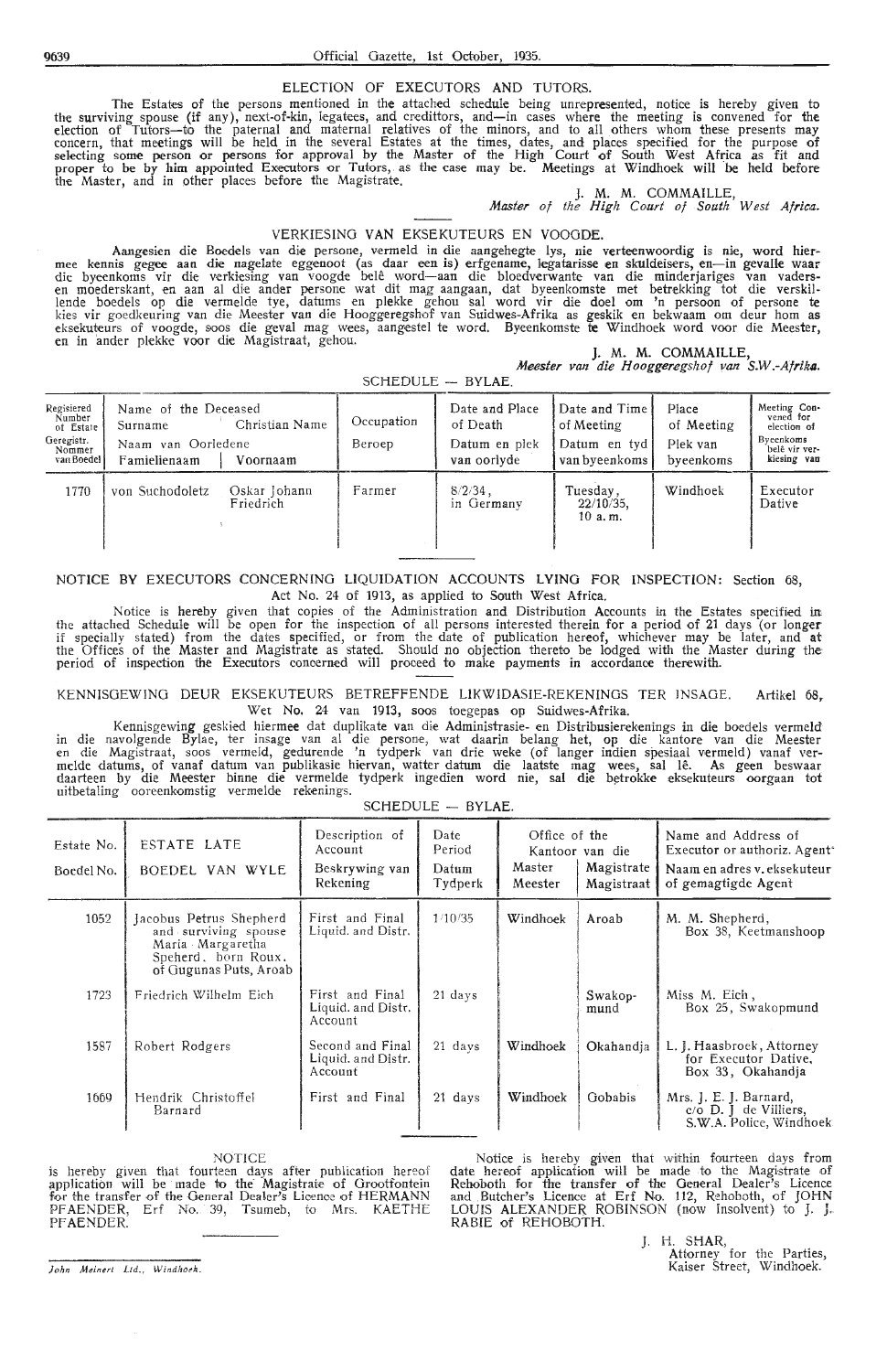## ELECTION OF EXECUTORS AND TUTORS.

The Estates of the persons mentioned in the attached schedule being unrepresented, notice is hereby given to the surviving spouse (if any), next-of-kin, legatees, and creditors, and—in cases where the meeting is convened for the election of Tutors—to the paternal and maternal relatives of the minors, and to all others whom these presents may concern, that meetings will be held in the several Estates at the times, dates, and places specified for the purpose of selecting some person or persons for approval by the Master of the High Court of South West Africa as fit and proper to be by him appointed Executors or Tutors, as the case may be. Meetings at Windhoek will be held before the Master, and in other places before the Magistrate.

J. M. M. COMMAILLE,
*Master of the High Court of South West Africa.*

## VERKIESING VAN EKSEKUTEURS EN VOOGDE.

Aangesien die Boedels van die persone, vermeld in die aangehegte lys, nie verteenwoordig is nie, word hiermee kennis gegee aan die nagelate eggenoot (as daar een is) erfgename, legatarisse en skuldeisers, en—in gevalle waar die byeenkoms vir die verkiesing van voogde belê word—aan die bloedverwante van die minderjariges van vaders- en moederskant, en aan al die ander persone wat dit mag aangaan, dat byeenkomste met betrekking tot die verskillende boedels op die vermelde tye, datums en plekke gehou sal word vir die doel om 'n persoon of persone te kies vir goedkeuring van die Meester van die Hooggeregshof van Suidwes-Afrika as geskik en bekwaam om deur hom as eksekuteurs of voogde, soos die geval mag wees, aangestel te word. Byeenkomste te Windhoek word voor die Meester, en in ander plekke voor die Magistraat, gehou.

J. M. M. COMMAILLE,
*Meester van die Hooggeregshof van S.W.-Afrika.*

SCHEDULE — BYLAE.

| Registered Number of Estate / Geregistr. Nommer van Boedel | Name of the Deceased / Naam van Oorledene — Surname / Famielienaam | Christian Name / Voornaam | Occupation / Beroep | Date and Place of Death / Datum en plek van oorlyde | Date and Time of Meeting / Datum en tyd van byeenkoms | Place of Meeting / Plek van byeenkoms | Meeting Convened for election of / Byeenkoms belê vir verkiesing van |
|---|---|---|---|---|---|---|---|
| 1770 | von Suchodoletz | Oskar Johann Friedrich | Farmer | 8/2/34, in Germany | Tuesday, 22/10/35, 10 a.m. | Windhoek | Executor Dative |

## NOTICE BY EXECUTORS CONCERNING LIQUIDATION ACCOUNTS LYING FOR INSPECTION: Section 68, Act No. 24 of 1913, as applied to South West Africa.

Notice is hereby given that copies of the Administration and Distribution Accounts in the Estates specified in the attached Schedule will be open for the inspection of all persons interested therein for a period of 21 days (or longer if specially stated) from the dates specified, or from the date of publication hereof, whichever may be later, and at the Offices of the Master and Magistrate as stated. Should no objection thereto be lodged with the Master during the period of inspection the Executors concerned will proceed to make payments in accordance therewith.

## KENNISGEWING DEUR EKSEKUTEURS BETREFFENDE LIKWIDASIE-REKENINGS TER INSAGE. Artikel 68, Wet No. 24 van 1913, soos toegepas op Suidwes-Afrika.

Kennisgewing geskied hiermee dat duplikate van die Administrasie- en Distribusierekenings in die boedels vermeld in die navolgende Bylae, ter insage van al die persone, wat daarin belang het, op die kantore van die Meester en die Magistraat, soos vermeld, gedurende 'n tydperk van drie weke (of langer indien spesiaal vermeld) vanaf vermelde datums, of vanaf datum van publikasie hiervan, watter datum die laatste mag wees, sal lê. As geen beswaar daarteen by die Meester binne die vermelde tydperk ingedien word nie, sal die betrokke eksekuteurs oorgaan tot uitbetaling ooreenkomstig vermelde rekenings.

SCHEDULE — BYLAE.

| Estate No. / Boedel No. | ESTATE LATE / BOEDEL VAN WYLE | Description of Account / Beskrywing van Rekening | Date Period / Datum Tydperk | Office of the / Kantoor van die — Master / Meester | Magistrate / Magistraat | Name and Address of Executor of authoriz. Agent / Naam en adres v. eksekuteur of gemagtigde Agent |
|---|---|---|---|---|---|---|
| 1052 | Jacobus Petrus Shepherd and surviving spouse Maria Margaretha Speherd, born Roux, of Gugunas Puts, Aroab | First and Final Liquid. and Distr. | 1/10/35 | Windhoek | Aroab | M. M. Shepherd, Box 38, Keetmanshoop |
| 1723 | Friedrich Wilhelm Eich | First and Final Liquid. and Distr. Account | 21 days | | Swakopmund | Miss M. Eich, Box 25, Swakopmund |
| 1587 | Robert Rodgers | Second and Final Liquid. and Distr. Account | 21 days | Windhoek | Okahandja | L. J. Haasbroek, Attorney for Executor Dative, Box 33, Okahandja |
| 1669 | Hendrik Christoffel Barnard | First and Final | 21 days | Windhoek | Gobabis | Mrs. J. E. J. Barnard, c/o D. J. de Villiers, S.W.A. Police, Windhoek |

NOTICE

is hereby given that fourteen days after publication hereof application will be made to the Magistrate of Grootfontein for the transfer of the General Dealer's Licence of HERMANN PFAENDER, Erf No. 39, Tsumeb, to Mrs. KAETHE PFAENDER.

Notice is hereby given that within fourteen days from date hereof application will be made to the Magistrate of Rehoboth for the transfer of the General Dealer's Licence and Butcher's Licence at Erf No. 112, Rehoboth, of JOHN LOUIS ALEXANDER ROBINSON (now Insolvent) to J. J. RABIE of REHOBOTH.

J. H. SHAR,
Attorney for the Parties,
Kaiser Street, Windhoek.

John Meinert Ltd., Windhoek.